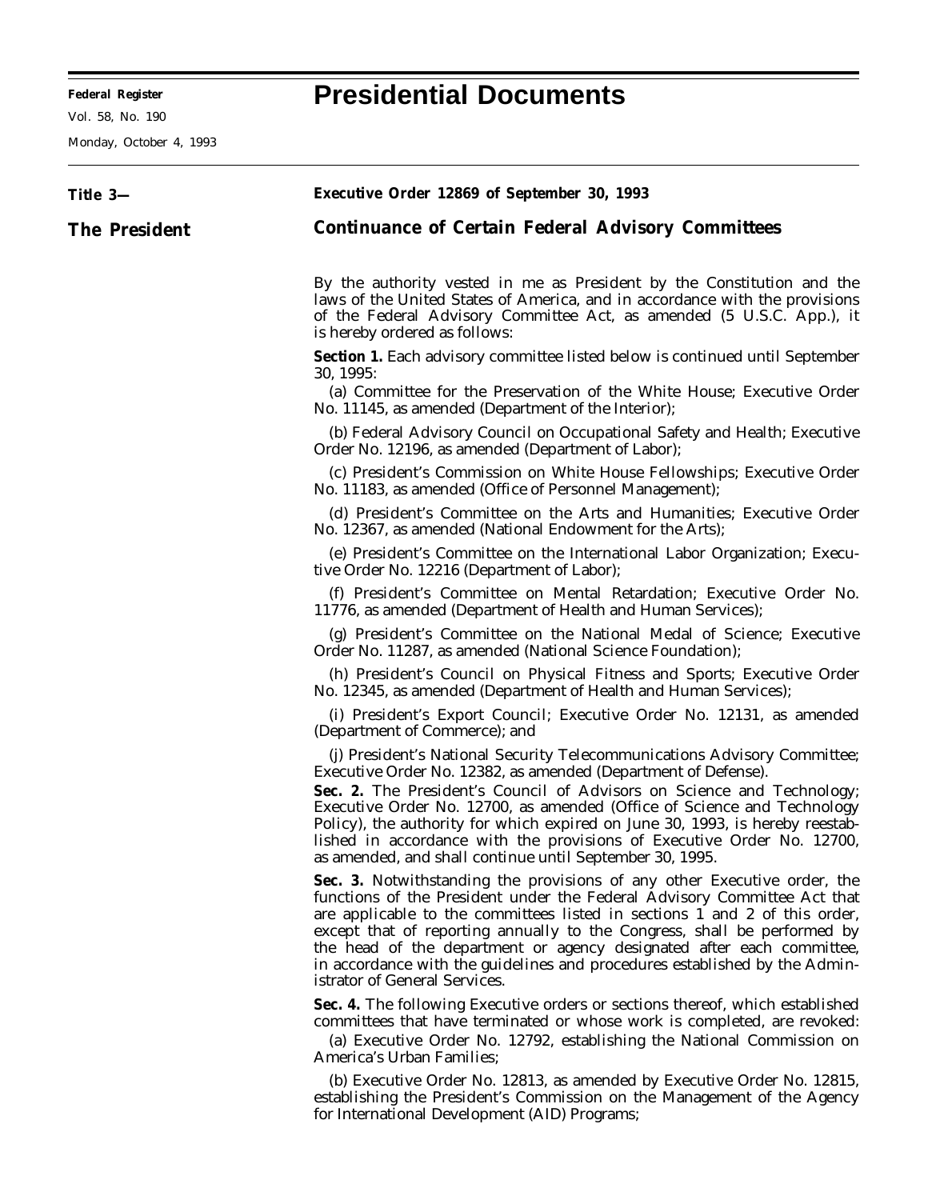# Presidential Documents

**Title 3—**

**The President**

## Executive Order 12869 of September 30, 1993

## Continuance of Certain Federal Advisory Committees

By the authority vested in me as President by the Constitution and the laws of the United States of America, and in accordance with the provisions of the Federal Advisory Committee Act, as amended (5 U.S.C. App.), it is hereby ordered as follows:

**Section 1.** Each advisory committee listed below is continued until September 30, 1995:

(a) Committee for the Preservation of the White House; Executive Order No. 11145, as amended (Department of the Interior);

(b) Federal Advisory Council on Occupational Safety and Health; Executive Order No. 12196, as amended (Department of Labor);

(c) President's Commission on White House Fellowships; Executive Order No. 11183, as amended (Office of Personnel Management);

(d) President's Committee on the Arts and Humanities; Executive Order No. 12367, as amended (National Endowment for the Arts);

(e) President's Committee on the International Labor Organization; Executive Order No. 12216 (Department of Labor);

(f) President's Committee on Mental Retardation; Executive Order No. 11776, as amended (Department of Health and Human Services);

(g) President's Committee on the National Medal of Science; Executive Order No. 11287, as amended (National Science Foundation);

(h) President's Council on Physical Fitness and Sports; Executive Order No. 12345, as amended (Department of Health and Human Services);

(i) President's Export Council; Executive Order No. 12131, as amended (Department of Commerce); and

(j) President's National Security Telecommunications Advisory Committee; Executive Order No. 12382, as amended (Department of Defense).

**Sec. 2.** The President's Council of Advisors on Science and Technology; Executive Order No. 12700, as amended (Office of Science and Technology Policy), the authority for which expired on June 30, 1993, is hereby reestablished in accordance with the provisions of Executive Order No. 12700, as amended, and shall continue until September 30, 1995.

**Sec. 3.** Notwithstanding the provisions of any other Executive order, the functions of the President under the Federal Advisory Committee Act that are applicable to the committees listed in sections 1 and 2 of this order, except that of reporting annually to the Congress, shall be performed by the head of the department or agency designated after each committee, in accordance with the guidelines and procedures established by the Administrator of General Services.

**Sec. 4.** The following Executive orders or sections thereof, which established committees that have terminated or whose work is completed, are revoked:

(a) Executive Order No. 12792, establishing the National Commission on America's Urban Families;

(b) Executive Order No. 12813, as amended by Executive Order No. 12815, establishing the President's Commission on the Management of the Agency for International Development (AID) Programs;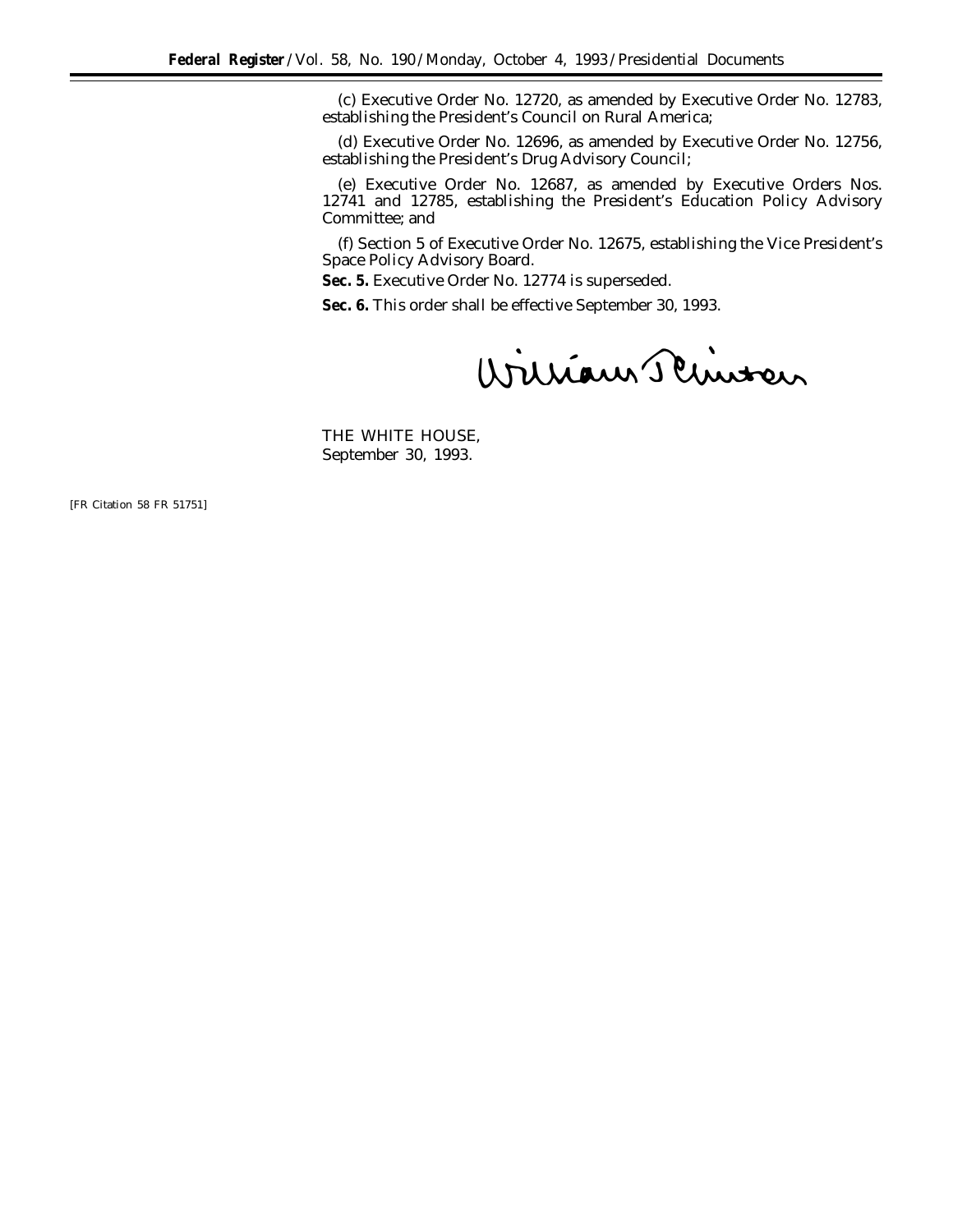(c) Executive Order No. 12720, as amended by Executive Order No. 12783, establishing the President's Council on Rural America;

(d) Executive Order No. 12696, as amended by Executive Order No. 12756, establishing the President's Drug Advisory Council;

(e) Executive Order No. 12687, as amended by Executive Orders Nos. 12741 and 12785, establishing the President's Education Policy Advisory Committee; and

(f) Section 5 of Executive Order No. 12675, establishing the Vice President's Space Policy Advisory Board.

**Sec. 5.** Executive Order No. 12774 is superseded.

**Sec. 6.** This order shall be effective September 30, 1993.

William J. Clinton

THE WHITE HOUSE,
September 30, 1993.

[FR Citation 58 FR 51751]